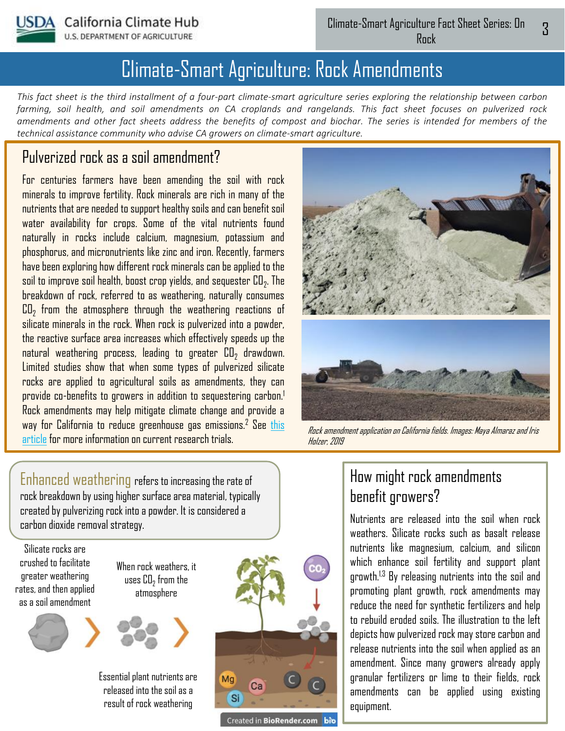# Climate-Smart Agriculture: Rock Amendments

*This fact sheet is the third installment of a four-part climate-smart agriculture series exploring the relationship between carbon farming, soil health, and soil amendments on CA croplands and rangelands. This fact sheet focuses on pulverized rock amendments and other fact sheets address the benefits of compost and biochar. The series is intended for members of the technical assistance community who advise CA growers on climate-smart agriculture.*

## Pulverized rock as a soil amendment?

For centuries farmers have been amending the soil with rock minerals to improve fertility. Rock minerals are rich in many of the nutrients that are needed to support healthy soils and can benefit soil water availability for crops. Some of the vital nutrients found naturally in rocks include calcium, magnesium, potassium and phosphorus, and micronutrients like zinc and iron. Recently, farmers have been exploring how different rock minerals can be applied to the soil to improve soil health, boost crop yields, and sequester $CO_2$. The breakdown of rock, referred to as weathering, naturally consumes $CO_2$ from the atmosphere through the weathering reactions of silicate minerals in the rock. When rock is pulverized into a powder, the reactive surface area increases which effectively speeds up the natural weathering process, leading to greater $CO_2$ drawdown. Limited studies show that when some types of pulverized silicate rocks are applied to agricultural soils as amendments, they can provide co-benefits to growers in addition to sequestering carbon.[1] Rock amendments may help mitigate climate change and provide a way for California to reduce greenhouse gas emissions.[2] See this article for more information on current research trials.

*Rock amendment application on California fields. Images: Maya Almaraz and Iris Holzer, 2019*

**Enhanced weathering** refers to increasing the rate of rock breakdown by using higher surface area material, typically created by pulverizing rock into a powder. It is considered a carbon dioxide removal strategy.

Silicate rocks are crushed to facilitate greater weathering rates, and then applied as a soil amendment

When rock weathers, it uses $CO_2$ from the atmosphere

Essential plant nutrients are released into the soil as a result of rock weathering

Created in BioRender.com

## How might rock amendments benefit growers?

Nutrients are released into the soil when rock weathers. Silicate rocks such as basalt release nutrients like magnesium, calcium, and silicon which enhance soil fertility and support plant growth.[1,3] By releasing nutrients into the soil and promoting plant growth, rock amendments may reduce the need for synthetic fertilizers and help to rebuild eroded soils. The illustration to the left depicts how pulverized rock may store carbon and release nutrients into the soil when applied as an amendment. Since many growers already apply granular fertilizers or lime to their fields, rock amendments can be applied using existing equipment.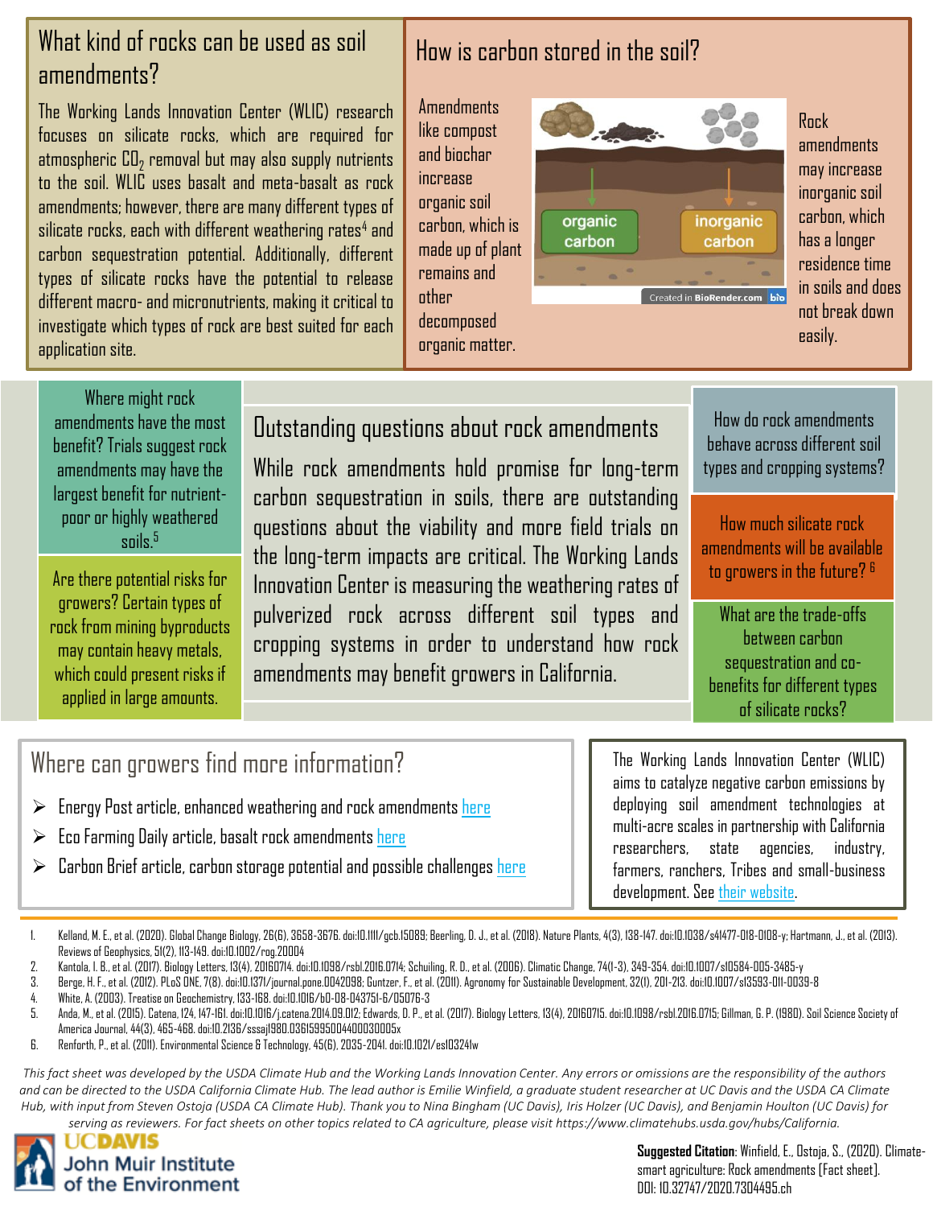## What kind of rocks can be used as soil amendments?

The Working Lands Innovation Center (WLIC) research focuses on silicate rocks, which are required for atmospheric $CO_2$ removal but may also supply nutrients to the soil. WLIC uses basalt and meta-basalt as rock amendments; however, there are many different types of silicate rocks, each with different weathering rates[4] and carbon sequestration potential. Additionally, different types of silicate rocks have the potential to release different macro- and micronutrients, making it critical to investigate which types of rock are best suited for each application site.

## How is carbon stored in the soil?

Amendments like compost and biochar increase organic soil carbon, which is made up of plant remains and other decomposed organic matter.

organic carbon

inorganic carbon

Created in BioRender.com

Rock amendments may increase inorganic soil carbon, which has a longer residence time in soils and does not break down easily.

Where might rock amendments have the most benefit? Trials suggest rock amendments may have the largest benefit for nutrient-poor or highly weathered soils.[5]

Are there potential risks for growers? Certain types of rock from mining byproducts may contain heavy metals, which could present risks if applied in large amounts.

## Outstanding questions about rock amendments

While rock amendments hold promise for long-term carbon sequestration in soils, there are outstanding questions about the viability and more field trials on the long-term impacts are critical. The Working Lands Innovation Center is measuring the weathering rates of pulverized rock across different soil types and cropping systems in order to understand how rock amendments may benefit growers in California.

How do rock amendments behave across different soil types and cropping systems?

How much silicate rock amendments will be available to growers in the future? [6]

What are the trade-offs between carbon sequestration and co-benefits for different types of silicate rocks?

## Where can growers find more information?

- Energy Post article, enhanced weathering and rock amendments here
- Eco Farming Daily article, basalt rock amendments here
- Carbon Brief article, carbon storage potential and possible challenges here

The Working Lands Innovation Center (WLIC) aims to catalyze negative carbon emissions by deploying soil amendment technologies at multi-acre scales in partnership with California researchers, state agencies, industry, farmers, ranchers, Tribes and small-business development. See their website.

1. Kelland, M. E., et al. (2020). Global Change Biology, 26(6), 3658-3676. doi:10.1111/gcb.15089; Beerling, D. J., et al. (2018). Nature Plants, 4(3), 138-147. doi:10.1038/s41477-018-0108-y; Hartmann, J., et al. (2013). Reviews of Geophysics, 51(2), 113-149. doi:10.1002/rog.20004
2. Kantola, I. B., et al. (2017). Biology Letters, 13(4), 20160714. doi:10.1098/rsbl.2016.0714; Schuiling, R. D., et al. (2006). Climatic Change, 74(1-3), 349-354. doi:10.1007/s10584-005-3485-y
3. Berge, H. F., et al. (2012). PLoS ONE, 7(8). doi:10.1371/journal.pone.0042098; Guntzer, F., et al. (2011). Agronomy for Sustainable Development, 32(1), 201-213. doi:10.1007/s13593-011-0039-8
4. White, A. (2003). Treatise on Geochemistry, 133-168. doi:10.1016/b0-08-043751-6/05076-3
5. Anda, M., et al. (2015). Catena, 124, 147-161. doi:10.1016/j.catena.2014.09.012; Edwards, D. P., et al. (2017). Biology Letters, 13(4), 20160715. doi:10.1098/rsbl.2016.0715; Gillman, G. P. (1980). Soil Science Society of America Journal, 44(3), 465-468. doi:10.2136/sssaj1980.03615995004400030005x
6. Renforth, P., et al. (2011). Environmental Science & Technology, 45(6), 2035-2041. doi:10.1021/es103241w

*This fact sheet was developed by the USDA Climate Hub and the Working Lands Innovation Center. Any errors or omissions are the responsibility of the authors and can be directed to the USDA California Climate Hub. The lead author is Emilie Winfield, a graduate student researcher at UC Davis and the USDA CA Climate Hub, with input from Steven Ostoja (USDA CA Climate Hub). Thank you to Nina Bingham (UC Davis), Iris Holzer (UC Davis), and Benjamin Houlton (UC Davis) for serving as reviewers. For fact sheets on other topics related to CA agriculture, please visit https://www.climatehubs.usda.gov/hubs/California.*

UC DAVIS John Muir Institute of the Environment

**Suggested Citation**: Winfield, E., Ostoja, S., (2020). Climate-smart agriculture: Rock amendments [Fact sheet]. DOI: 10.32747/2020.7304495.ch